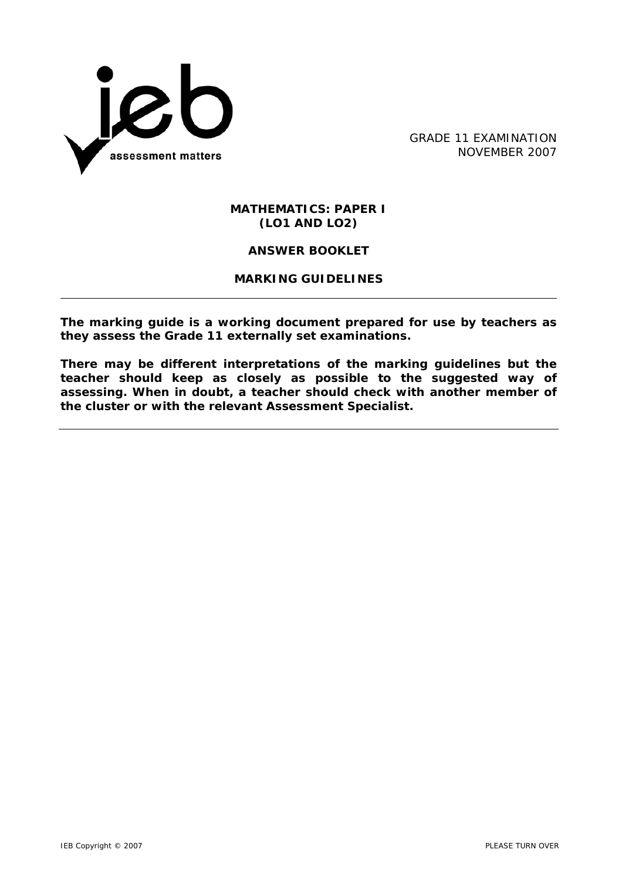GRADE 11 EXAMINATION
NOVEMBER 2007

**MATHEMATICS: PAPER I**
**(LO1 AND LO2)**

**ANSWER BOOKLET**

**MARKING GUIDELINES**

---

**The marking guide is a working document prepared for use by teachers as they assess the Grade 11 externally set examinations.**

**There may be different interpretations of the marking guidelines but the teacher should keep as closely as possible to the suggested way of assessing. When in doubt, a teacher should check with another member of the cluster or with the relevant Assessment Specialist.**

---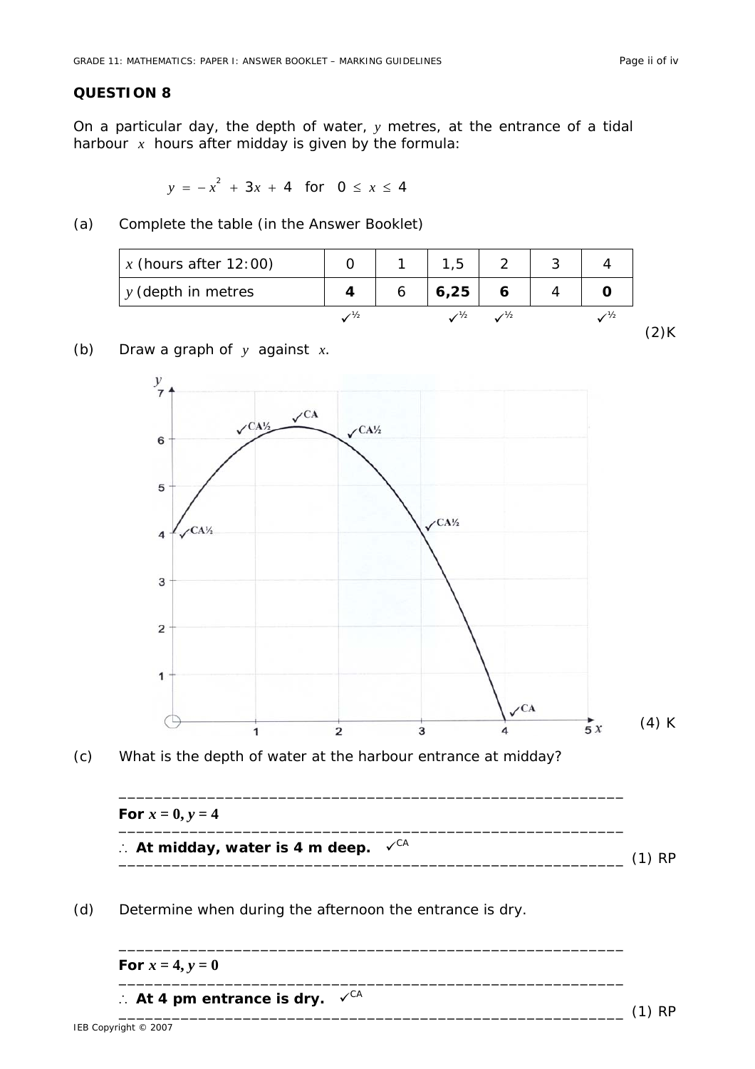## QUESTION 8

On a particular day, the depth of water, $y$ metres, at the entrance of a tidal harbour $x$ hours after midday is given by the formula:

$$y = -x^2 + 3x + 4 \quad \text{for} \quad 0 \leq x \leq 4$$

(a) Complete the table (in the Answer Booklet)

| $x$ (hours after 12:00) | 0 | 1 | 1,5 | 2 | 3 | 4 |
|---|---|---|---|---|---|---|
| $y$ (depth in metres | **4** | 6 | **6,25** | **6** | 4 | **0** |
| | ✓½ | | ✓½ | ✓½ | | ✓½ |

(2)K

(b) Draw a graph of $y$ against $x$.

(4) K

(c) What is the depth of water at the harbour entrance at midday?

**For $x = 0, y = 4$**

$\therefore$ **At midday, water is 4 m deep.** ✓CA

(1) RP

(d) Determine when during the afternoon the entrance is dry.

**For $x = 4, y = 0$**

$\therefore$ **At 4 pm entrance is dry.** ✓CA

(1) RP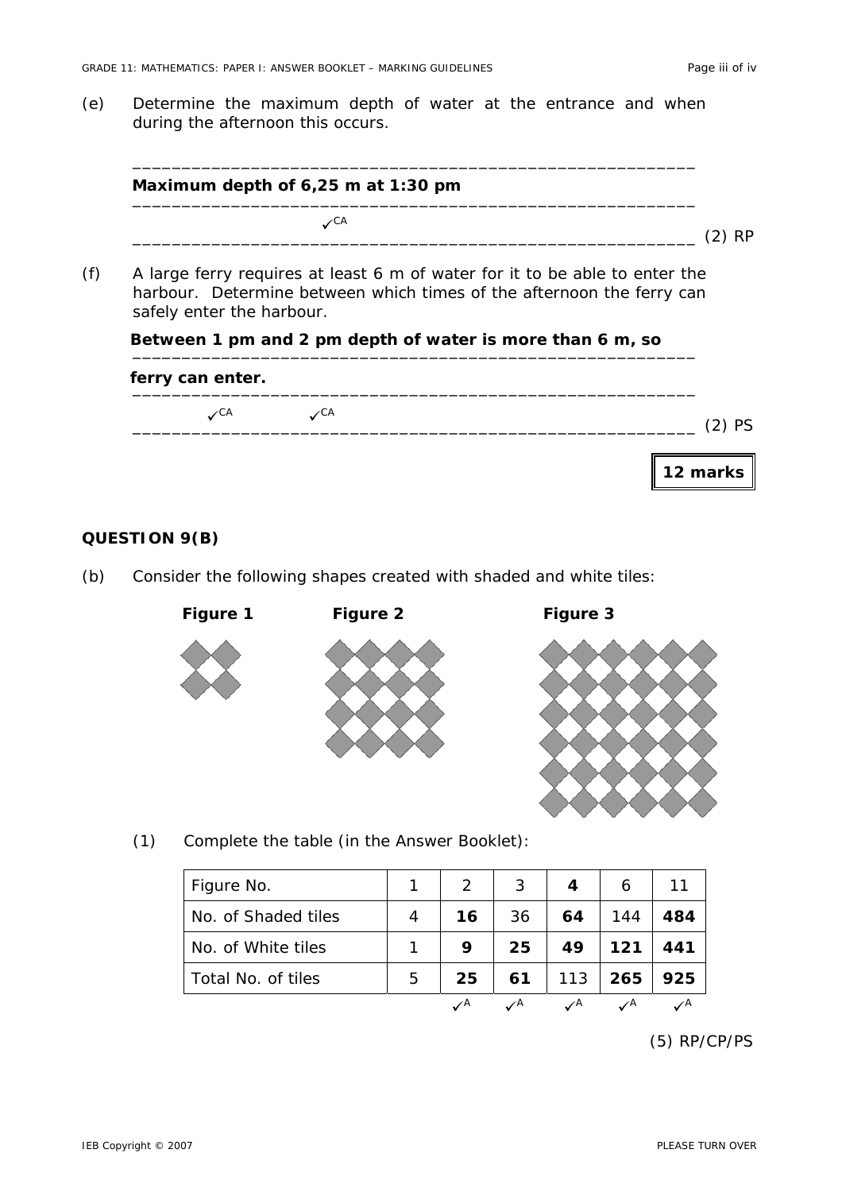(e) Determine the maximum depth of water at the entrance and when during the afternoon this occurs.

**Maximum depth of 6,25 m at 1:30 pm**

✓CA

(2) RP

(f) A large ferry requires at least 6 m of water for it to be able to enter the harbour. Determine between which times of the afternoon the ferry can safely enter the harbour.

**Between 1 pm and 2 pm depth of water is more than 6 m, so ferry can enter.**

✓CA ✓CA

(2) PS

**12 marks**

## QUESTION 9(B)

(b) Consider the following shapes created with shaded and white tiles:

**Figure 1** **Figure 2** **Figure 3**

(1) Complete the table (in the Answer Booklet):

| Figure No. | 1 | 2 | 3 | **4** | 6 | 11 |
|---|---|---|---|---|---|---|
| No. of Shaded tiles | 4 | **16** | 36 | **64** | 144 | **484** |
| No. of White tiles | 1 | **9** | **25** | **49** | **121** | **441** |
| Total No. of tiles | 5 | **25** | **61** | 113 | **265** | **925** |
| | | ✓A | ✓A | ✓A | ✓A | ✓A |

(5) RP/CP/PS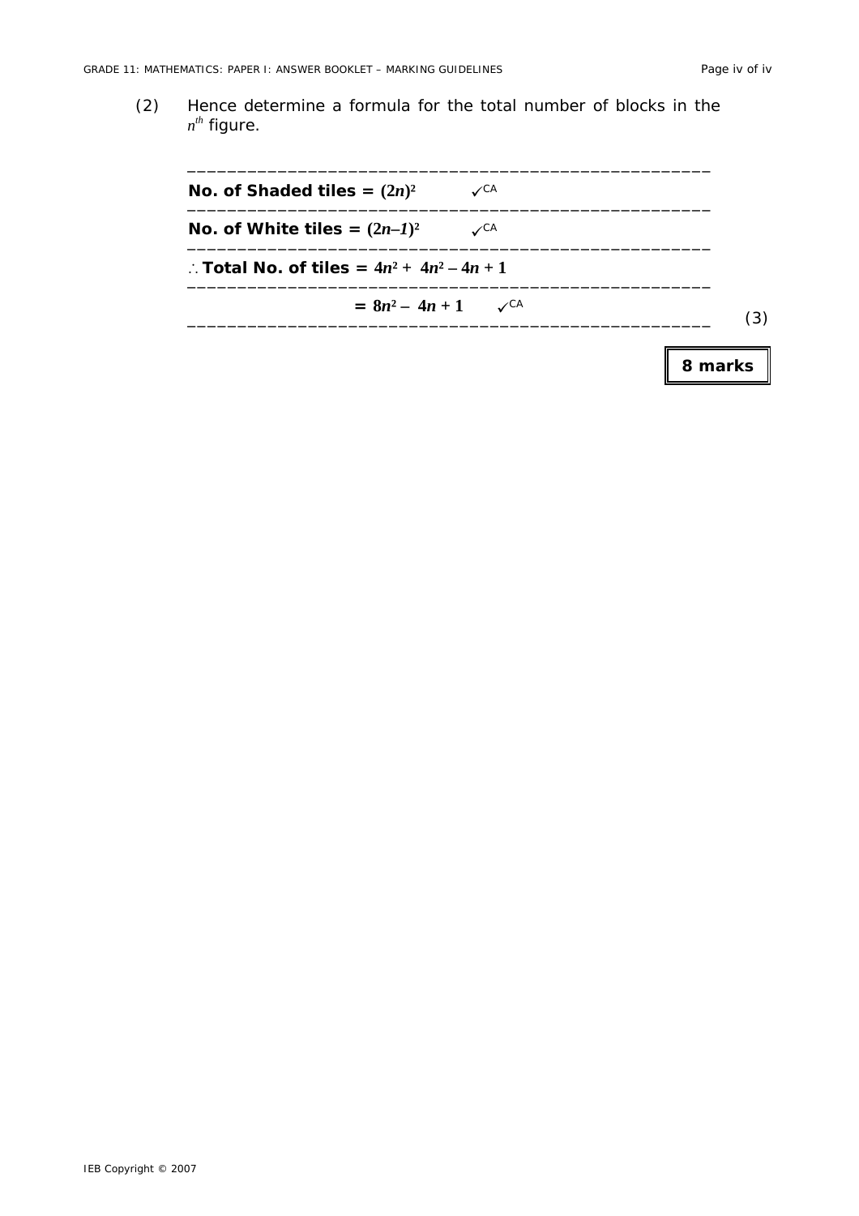(2) Hence determine a formula for the total number of blocks in the $n^{th}$ figure.

**No. of Shaded tiles =** $(2n)^2$ ✓CA

**No. of White tiles =** $(2n-1)^2$ ✓CA

$\therefore$ **Total No. of tiles =** $4n^2 + 4n^2 - 4n + 1$

$= 8n^2 - 4n + 1$ ✓CA

(3)

**8 marks**